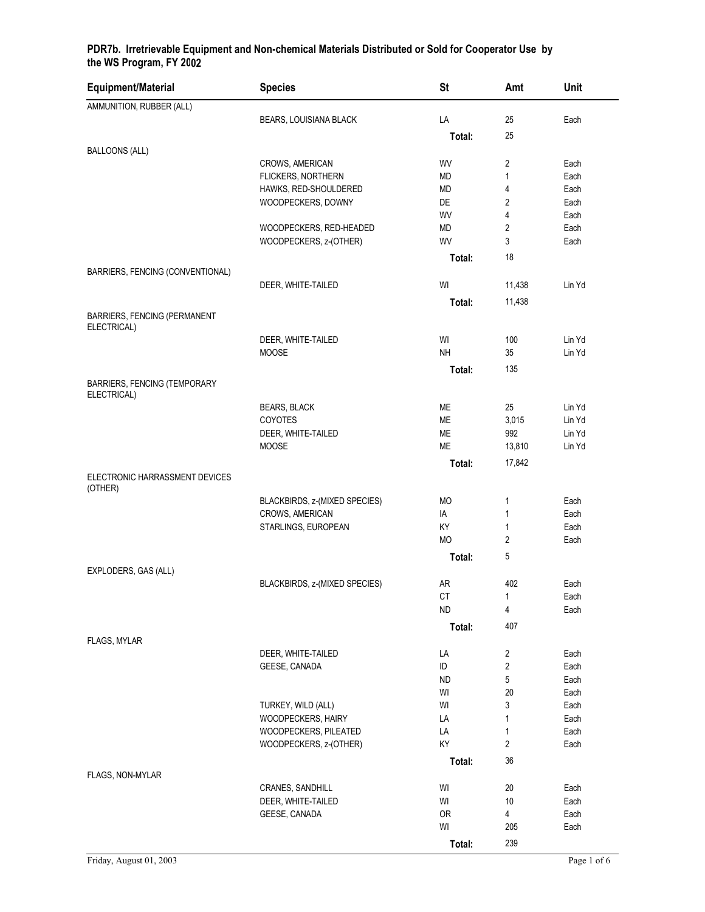**PDR7b. Irretrievable Equipment and Non-chemical Materials Distributed or Sold for Cooperator Use by the WS Program, FY 2002**

| Equipment/Material | Species | St | Amt | Unit |
|---|---|---|---|---|
| AMMUNITION, RUBBER (ALL) | | | | |
| | BEARS, LOUISIANA BLACK | LA | 25 | Each |
| | | **Total:** | 25 | |
| BALLOONS (ALL) | | | | |
| | CROWS, AMERICAN | WV | 2 | Each |
| | FLICKERS, NORTHERN | MD | 1 | Each |
| | HAWKS, RED-SHOULDERED | MD | 4 | Each |
| | WOODPECKERS, DOWNY | DE | 2 | Each |
| | | WV | 4 | Each |
| | WOODPECKERS, RED-HEADED | MD | 2 | Each |
| | WOODPECKERS, z-(OTHER) | WV | 3 | Each |
| | | **Total:** | 18 | |
| BARRIERS, FENCING (CONVENTIONAL) | | | | |
| | DEER, WHITE-TAILED | WI | 11,438 | Lin Yd |
| | | **Total:** | 11,438 | |
| BARRIERS, FENCING (PERMANENT ELECTRICAL) | | | | |
| | DEER, WHITE-TAILED | WI | 100 | Lin Yd |
| | MOOSE | NH | 35 | Lin Yd |
| | | **Total:** | 135 | |
| BARRIERS, FENCING (TEMPORARY ELECTRICAL) | | | | |
| | BEARS, BLACK | ME | 25 | Lin Yd |
| | COYOTES | ME | 3,015 | Lin Yd |
| | DEER, WHITE-TAILED | ME | 992 | Lin Yd |
| | MOOSE | ME | 13,810 | Lin Yd |
| | | **Total:** | 17,842 | |
| ELECTRONIC HARRASSMENT DEVICES (OTHER) | | | | |
| | BLACKBIRDS, z-(MIXED SPECIES) | MO | 1 | Each |
| | CROWS, AMERICAN | IA | 1 | Each |
| | STARLINGS, EUROPEAN | KY | 1 | Each |
| | | MO | 2 | Each |
| | | **Total:** | 5 | |
| EXPLODERS, GAS (ALL) | | | | |
| | BLACKBIRDS, z-(MIXED SPECIES) | AR | 402 | Each |
| | | CT | 1 | Each |
| | | ND | 4 | Each |
| | | **Total:** | 407 | |
| FLAGS, MYLAR | | | | |
| | DEER, WHITE-TAILED | LA | 2 | Each |
| | GEESE, CANADA | ID | 2 | Each |
| | | ND | 5 | Each |
| | | WI | 20 | Each |
| | TURKEY, WILD (ALL) | WI | 3 | Each |
| | WOODPECKERS, HAIRY | LA | 1 | Each |
| | WOODPECKERS, PILEATED | LA | 1 | Each |
| | WOODPECKERS, z-(OTHER) | KY | 2 | Each |
| | | **Total:** | 36 | |
| FLAGS, NON-MYLAR | | | | |
| | CRANES, SANDHILL | WI | 20 | Each |
| | DEER, WHITE-TAILED | WI | 10 | Each |
| | GEESE, CANADA | OR | 4 | Each |
| | | WI | 205 | Each |
| | | **Total:** | 239 | |

Friday, August 01, 2003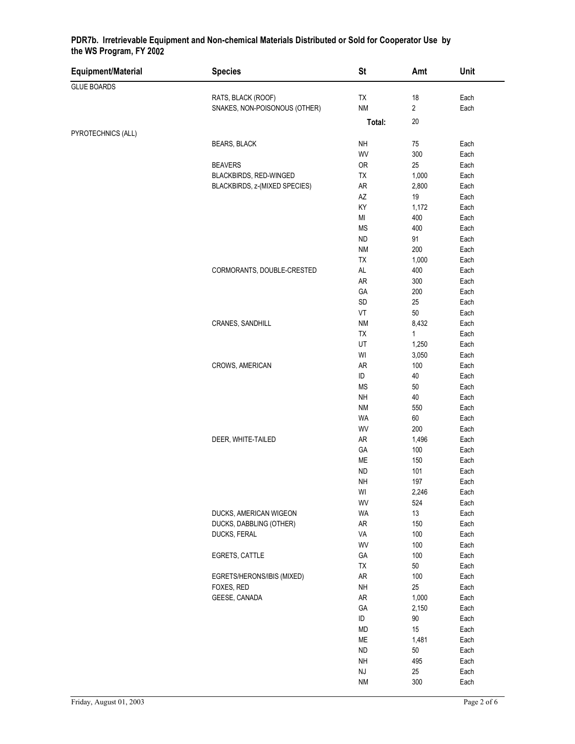**PDR7b. Irretrievable Equipment and Non-chemical Materials Distributed or Sold for Cooperator Use by the WS Program, FY 2002**

| Equipment/Material | Species | St | Amt | Unit |
|---|---|---|---|---|
| GLUE BOARDS | | | | |
| | RATS, BLACK (ROOF) | TX | 18 | Each |
| | SNAKES, NON-POISONOUS (OTHER) | NM | 2 | Each |
| | | **Total:** | 20 | |
| PYROTECHNICS (ALL) | | | | |
| | BEARS, BLACK | NH | 75 | Each |
| | | WV | 300 | Each |
| | BEAVERS | OR | 25 | Each |
| | BLACKBIRDS, RED-WINGED | TX | 1,000 | Each |
| | BLACKBIRDS, z-(MIXED SPECIES) | AR | 2,800 | Each |
| | | AZ | 19 | Each |
| | | KY | 1,172 | Each |
| | | MI | 400 | Each |
| | | MS | 400 | Each |
| | | ND | 91 | Each |
| | | NM | 200 | Each |
| | | TX | 1,000 | Each |
| | CORMORANTS, DOUBLE-CRESTED | AL | 400 | Each |
| | | AR | 300 | Each |
| | | GA | 200 | Each |
| | | SD | 25 | Each |
| | | VT | 50 | Each |
| | CRANES, SANDHILL | NM | 8,432 | Each |
| | | TX | 1 | Each |
| | | UT | 1,250 | Each |
| | | WI | 3,050 | Each |
| | CROWS, AMERICAN | AR | 100 | Each |
| | | ID | 40 | Each |
| | | MS | 50 | Each |
| | | NH | 40 | Each |
| | | NM | 550 | Each |
| | | WA | 60 | Each |
| | | WV | 200 | Each |
| | DEER, WHITE-TAILED | AR | 1,496 | Each |
| | | GA | 100 | Each |
| | | ME | 150 | Each |
| | | ND | 101 | Each |
| | | NH | 197 | Each |
| | | WI | 2,246 | Each |
| | | WV | 524 | Each |
| | DUCKS, AMERICAN WIGEON | WA | 13 | Each |
| | DUCKS, DABBLING (OTHER) | AR | 150 | Each |
| | DUCKS, FERAL | VA | 100 | Each |
| | | WV | 100 | Each |
| | EGRETS, CATTLE | GA | 100 | Each |
| | | TX | 50 | Each |
| | EGRETS/HERONS/IBIS (MIXED) | AR | 100 | Each |
| | FOXES, RED | NH | 25 | Each |
| | GEESE, CANADA | AR | 1,000 | Each |
| | | GA | 2,150 | Each |
| | | ID | 90 | Each |
| | | MD | 15 | Each |
| | | ME | 1,481 | Each |
| | | ND | 50 | Each |
| | | NH | 495 | Each |
| | | NJ | 25 | Each |
| | | NM | 300 | Each |

Friday, August 01, 2003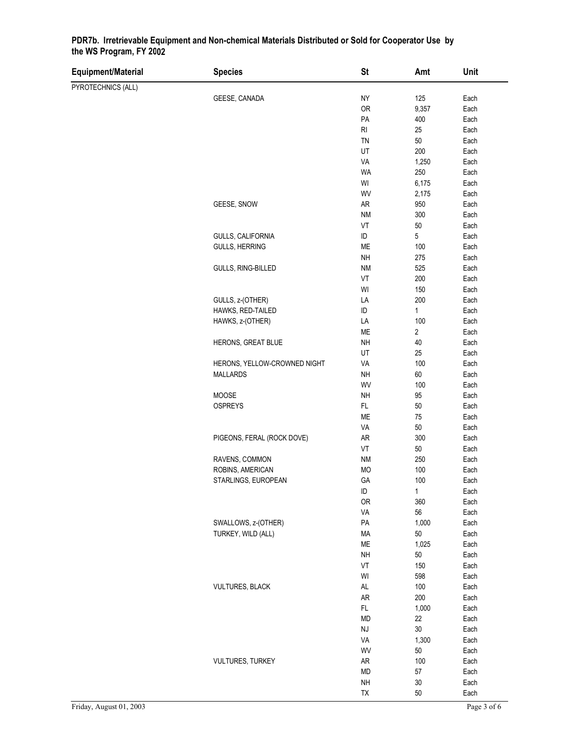**PDR7b. Irretrievable Equipment and Non-chemical Materials Distributed or Sold for Cooperator Use by the WS Program, FY 2002**

| Equipment/Material | Species | St | Amt | Unit |
|---|---|---|---|---|
| PYROTECHNICS (ALL) | | | | |
| | GEESE, CANADA | NY | 125 | Each |
| | | OR | 9,357 | Each |
| | | PA | 400 | Each |
| | | RI | 25 | Each |
| | | TN | 50 | Each |
| | | UT | 200 | Each |
| | | VA | 1,250 | Each |
| | | WA | 250 | Each |
| | | WI | 6,175 | Each |
| | | WV | 2,175 | Each |
| | GEESE, SNOW | AR | 950 | Each |
| | | NM | 300 | Each |
| | | VT | 50 | Each |
| | GULLS, CALIFORNIA | ID | 5 | Each |
| | GULLS, HERRING | ME | 100 | Each |
| | | NH | 275 | Each |
| | GULLS, RING-BILLED | NM | 525 | Each |
| | | VT | 200 | Each |
| | | WI | 150 | Each |
| | GULLS, z-(OTHER) | LA | 200 | Each |
| | HAWKS, RED-TAILED | ID | 1 | Each |
| | HAWKS, z-(OTHER) | LA | 100 | Each |
| | | ME | 2 | Each |
| | HERONS, GREAT BLUE | NH | 40 | Each |
| | | UT | 25 | Each |
| | HERONS, YELLOW-CROWNED NIGHT | VA | 100 | Each |
| | MALLARDS | NH | 60 | Each |
| | | WV | 100 | Each |
| | MOOSE | NH | 95 | Each |
| | OSPREYS | FL | 50 | Each |
| | | ME | 75 | Each |
| | | VA | 50 | Each |
| | PIGEONS, FERAL (ROCK DOVE) | AR | 300 | Each |
| | | VT | 50 | Each |
| | RAVENS, COMMON | NM | 250 | Each |
| | ROBINS, AMERICAN | MO | 100 | Each |
| | STARLINGS, EUROPEAN | GA | 100 | Each |
| | | ID | 1 | Each |
| | | OR | 360 | Each |
| | | VA | 56 | Each |
| | SWALLOWS, z-(OTHER) | PA | 1,000 | Each |
| | TURKEY, WILD (ALL) | MA | 50 | Each |
| | | ME | 1,025 | Each |
| | | NH | 50 | Each |
| | | VT | 150 | Each |
| | | WI | 598 | Each |
| | VULTURES, BLACK | AL | 100 | Each |
| | | AR | 200 | Each |
| | | FL | 1,000 | Each |
| | | MD | 22 | Each |
| | | NJ | 30 | Each |
| | | VA | 1,300 | Each |
| | | WV | 50 | Each |
| | VULTURES, TURKEY | AR | 100 | Each |
| | | MD | 57 | Each |
| | | NH | 30 | Each |
| | | TX | 50 | Each |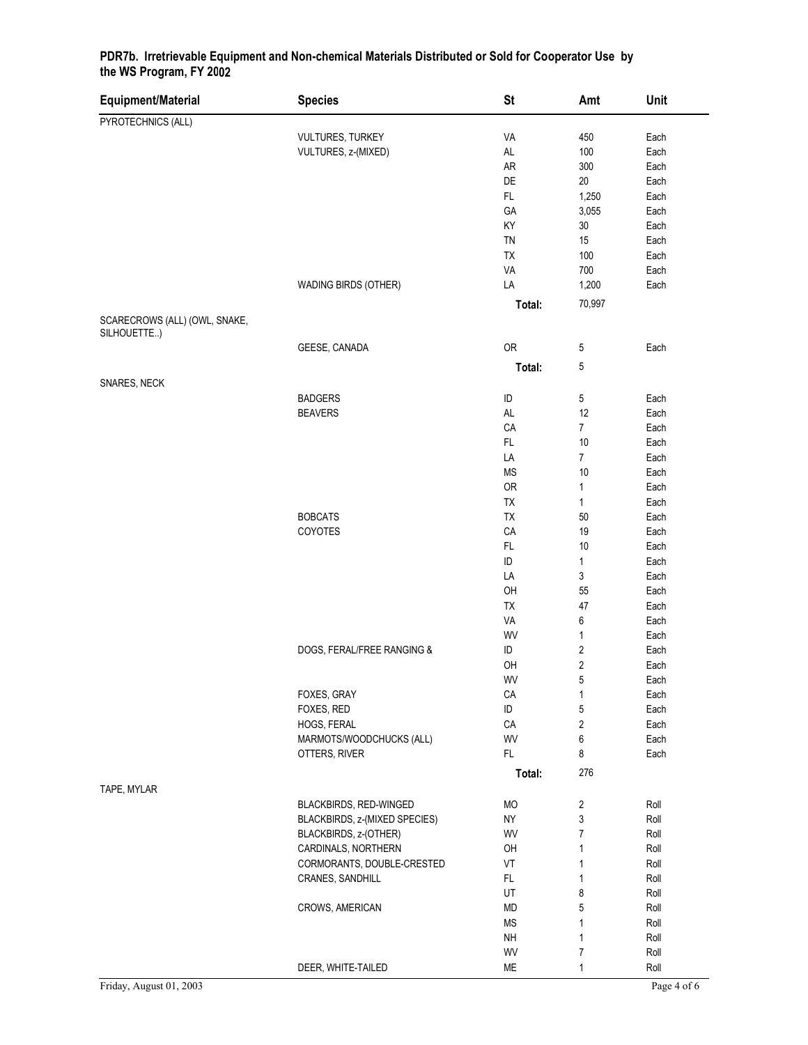**PDR7b. Irretrievable Equipment and Non-chemical Materials Distributed or Sold for Cooperator Use by the WS Program, FY 2002**

| Equipment/Material | Species | St | Amt | Unit |
|---|---|---|---|---|
| PYROTECHNICS (ALL) | | | | |
| | VULTURES, TURKEY | VA | 450 | Each |
| | VULTURES, z-(MIXED) | AL | 100 | Each |
| | | AR | 300 | Each |
| | | DE | 20 | Each |
| | | FL | 1,250 | Each |
| | | GA | 3,055 | Each |
| | | KY | 30 | Each |
| | | TN | 15 | Each |
| | | TX | 100 | Each |
| | | VA | 700 | Each |
| | WADING BIRDS (OTHER) | LA | 1,200 | Each |
| | | **Total:** | 70,997 | |
| SCARECROWS (ALL) (OWL, SNAKE, SILHOUETTE..) | | | | |
| | GEESE, CANADA | OR | 5 | Each |
| | | **Total:** | 5 | |
| SNARES, NECK | | | | |
| | BADGERS | ID | 5 | Each |
| | BEAVERS | AL | 12 | Each |
| | | CA | 7 | Each |
| | | FL | 10 | Each |
| | | LA | 7 | Each |
| | | MS | 10 | Each |
| | | OR | 1 | Each |
| | | TX | 1 | Each |
| | BOBCATS | TX | 50 | Each |
| | COYOTES | CA | 19 | Each |
| | | FL | 10 | Each |
| | | ID | 1 | Each |
| | | LA | 3 | Each |
| | | OH | 55 | Each |
| | | TX | 47 | Each |
| | | VA | 6 | Each |
| | | WV | 1 | Each |
| | DOGS, FERAL/FREE RANGING & | ID | 2 | Each |
| | | OH | 2 | Each |
| | | WV | 5 | Each |
| | FOXES, GRAY | CA | 1 | Each |
| | FOXES, RED | ID | 5 | Each |
| | HOGS, FERAL | CA | 2 | Each |
| | MARMOTS/WOODCHUCKS (ALL) | WV | 6 | Each |
| | OTTERS, RIVER | FL | 8 | Each |
| | | **Total:** | 276 | |
| TAPE, MYLAR | | | | |
| | BLACKBIRDS, RED-WINGED | MO | 2 | Roll |
| | BLACKBIRDS, z-(MIXED SPECIES) | NY | 3 | Roll |
| | BLACKBIRDS, z-(OTHER) | WV | 7 | Roll |
| | CARDINALS, NORTHERN | OH | 1 | Roll |
| | CORMORANTS, DOUBLE-CRESTED | VT | 1 | Roll |
| | CRANES, SANDHILL | FL | 1 | Roll |
| | | UT | 8 | Roll |
| | CROWS, AMERICAN | MD | 5 | Roll |
| | | MS | 1 | Roll |
| | | NH | 1 | Roll |
| | | WV | 7 | Roll |
| | DEER, WHITE-TAILED | ME | 1 | Roll |

Friday, August 01, 2003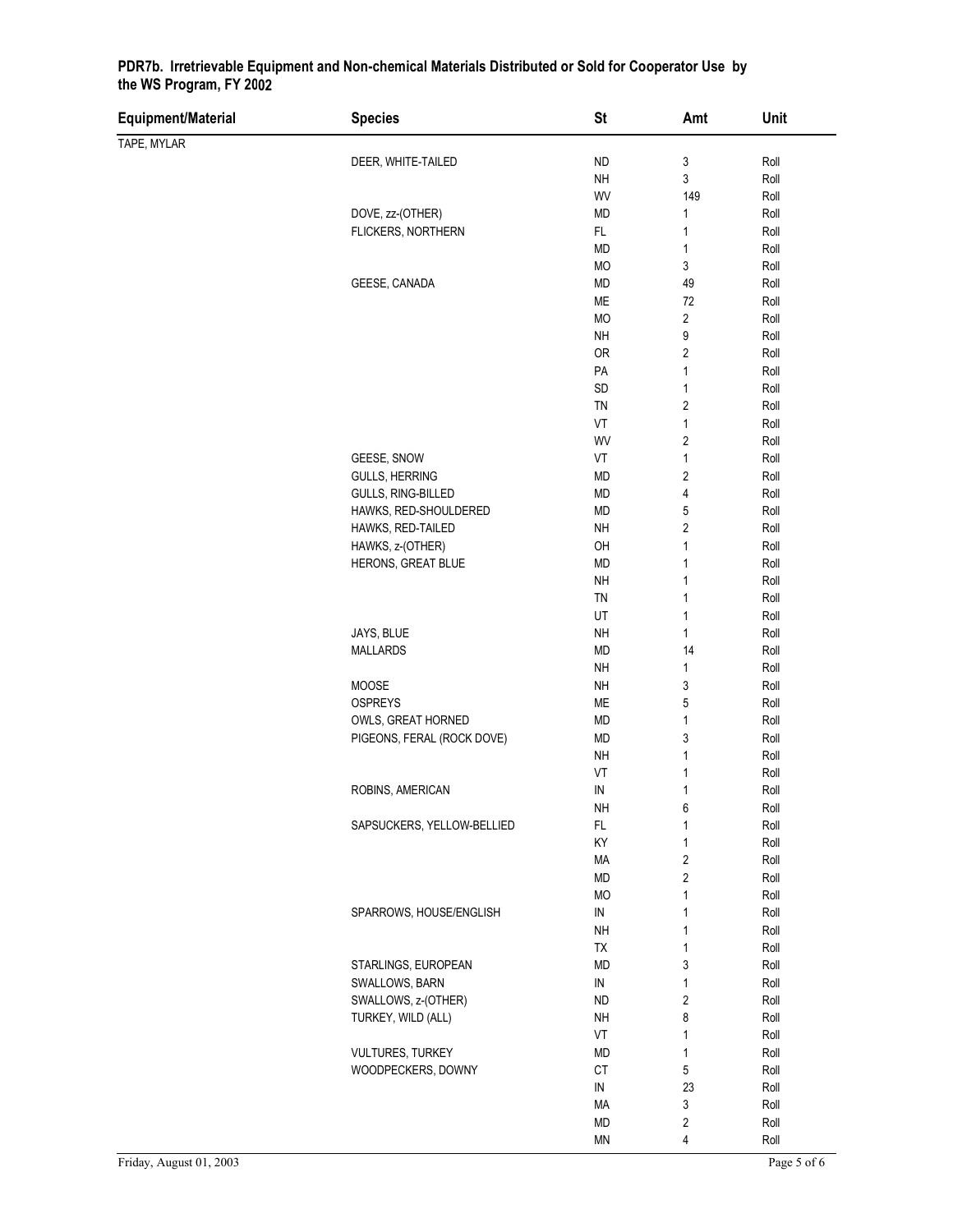**PDR7b. Irretrievable Equipment and Non-chemical Materials Distributed or Sold for Cooperator Use by the WS Program, FY 2002**

| Equipment/Material | Species | St | Amt | Unit |
|---|---|---|---|---|
| TAPE, MYLAR | | | | |
| | DEER, WHITE-TAILED | ND | 3 | Roll |
| | | NH | 3 | Roll |
| | | WV | 149 | Roll |
| | DOVE, zz-(OTHER) | MD | 1 | Roll |
| | FLICKERS, NORTHERN | FL | 1 | Roll |
| | | MD | 1 | Roll |
| | | MO | 3 | Roll |
| | GEESE, CANADA | MD | 49 | Roll |
| | | ME | 72 | Roll |
| | | MO | 2 | Roll |
| | | NH | 9 | Roll |
| | | OR | 2 | Roll |
| | | PA | 1 | Roll |
| | | SD | 1 | Roll |
| | | TN | 2 | Roll |
| | | VT | 1 | Roll |
| | | WV | 2 | Roll |
| | GEESE, SNOW | VT | 1 | Roll |
| | GULLS, HERRING | MD | 2 | Roll |
| | GULLS, RING-BILLED | MD | 4 | Roll |
| | HAWKS, RED-SHOULDERED | MD | 5 | Roll |
| | HAWKS, RED-TAILED | NH | 2 | Roll |
| | HAWKS, z-(OTHER) | OH | 1 | Roll |
| | HERONS, GREAT BLUE | MD | 1 | Roll |
| | | NH | 1 | Roll |
| | | TN | 1 | Roll |
| | | UT | 1 | Roll |
| | JAYS, BLUE | NH | 1 | Roll |
| | MALLARDS | MD | 14 | Roll |
| | | NH | 1 | Roll |
| | MOOSE | NH | 3 | Roll |
| | OSPREYS | ME | 5 | Roll |
| | OWLS, GREAT HORNED | MD | 1 | Roll |
| | PIGEONS, FERAL (ROCK DOVE) | MD | 3 | Roll |
| | | NH | 1 | Roll |
| | | VT | 1 | Roll |
| | ROBINS, AMERICAN | IN | 1 | Roll |
| | | NH | 6 | Roll |
| | SAPSUCKERS, YELLOW-BELLIED | FL | 1 | Roll |
| | | KY | 1 | Roll |
| | | MA | 2 | Roll |
| | | MD | 2 | Roll |
| | | MO | 1 | Roll |
| | SPARROWS, HOUSE/ENGLISH | IN | 1 | Roll |
| | | NH | 1 | Roll |
| | | TX | 1 | Roll |
| | STARLINGS, EUROPEAN | MD | 3 | Roll |
| | SWALLOWS, BARN | IN | 1 | Roll |
| | SWALLOWS, z-(OTHER) | ND | 2 | Roll |
| | TURKEY, WILD (ALL) | NH | 8 | Roll |
| | | VT | 1 | Roll |
| | VULTURES, TURKEY | MD | 1 | Roll |
| | WOODPECKERS, DOWNY | CT | 5 | Roll |
| | | IN | 23 | Roll |
| | | MA | 3 | Roll |
| | | MD | 2 | Roll |
| | | MN | 4 | Roll |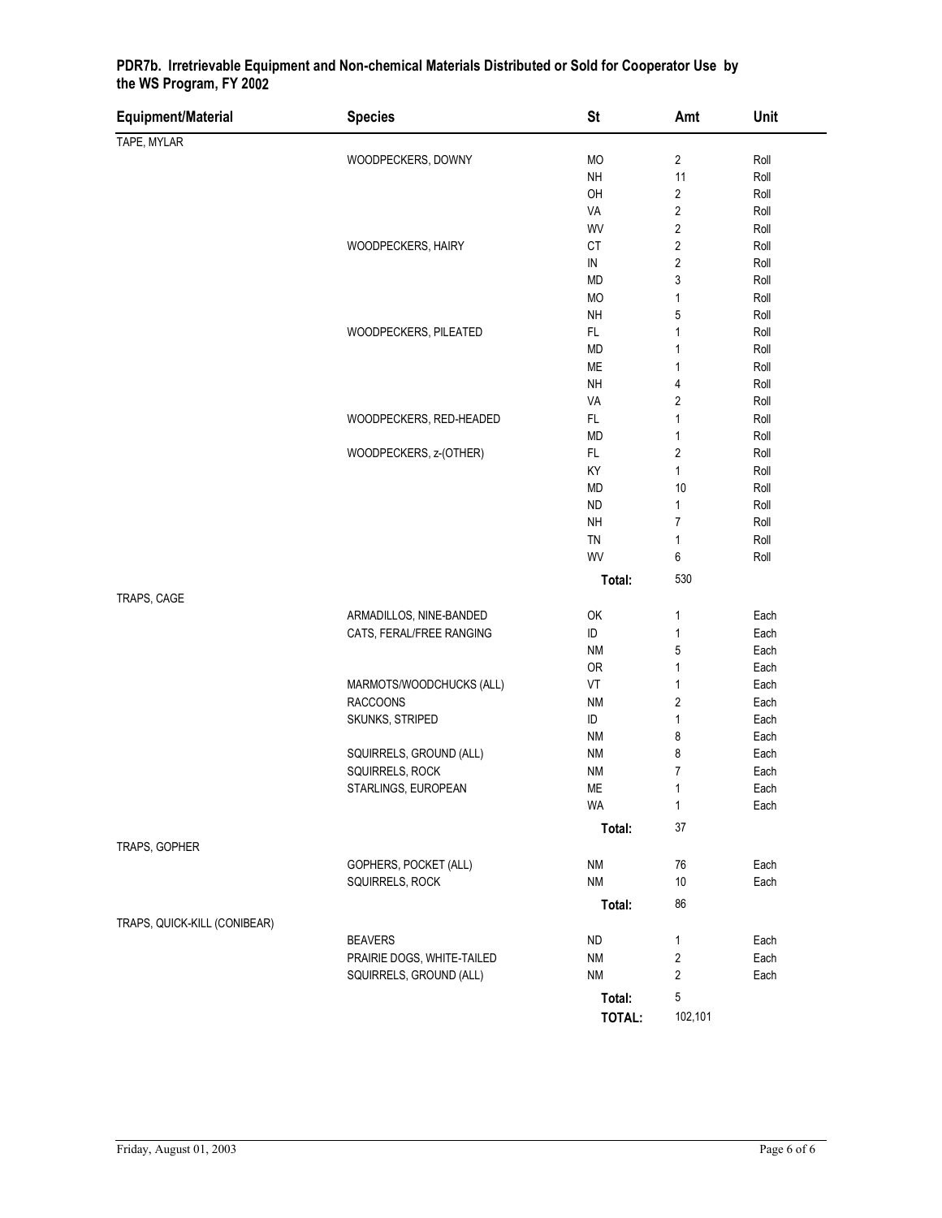**PDR7b. Irretrievable Equipment and Non-chemical Materials Distributed or Sold for Cooperator Use by the WS Program, FY 2002**

| Equipment/Material | Species | St | Amt | Unit |
|---|---|---|---|---|
| TAPE, MYLAR | | | | |
| | WOODPECKERS, DOWNY | MO | 2 | Roll |
| | | NH | 11 | Roll |
| | | OH | 2 | Roll |
| | | VA | 2 | Roll |
| | | WV | 2 | Roll |
| | WOODPECKERS, HAIRY | CT | 2 | Roll |
| | | IN | 2 | Roll |
| | | MD | 3 | Roll |
| | | MO | 1 | Roll |
| | | NH | 5 | Roll |
| | WOODPECKERS, PILEATED | FL | 1 | Roll |
| | | MD | 1 | Roll |
| | | ME | 1 | Roll |
| | | NH | 4 | Roll |
| | | VA | 2 | Roll |
| | WOODPECKERS, RED-HEADED | FL | 1 | Roll |
| | | MD | 1 | Roll |
| | WOODPECKERS, z-(OTHER) | FL | 2 | Roll |
| | | KY | 1 | Roll |
| | | MD | 10 | Roll |
| | | ND | 1 | Roll |
| | | NH | 7 | Roll |
| | | TN | 1 | Roll |
| | | WV | 6 | Roll |
| | | **Total:** | 530 | |
| TRAPS, CAGE | | | | |
| | ARMADILLOS, NINE-BANDED | OK | 1 | Each |
| | CATS, FERAL/FREE RANGING | ID | 1 | Each |
| | | NM | 5 | Each |
| | | OR | 1 | Each |
| | MARMOTS/WOODCHUCKS (ALL) | VT | 1 | Each |
| | RACCOONS | NM | 2 | Each |
| | SKUNKS, STRIPED | ID | 1 | Each |
| | | NM | 8 | Each |
| | SQUIRRELS, GROUND (ALL) | NM | 8 | Each |
| | SQUIRRELS, ROCK | NM | 7 | Each |
| | STARLINGS, EUROPEAN | ME | 1 | Each |
| | | WA | 1 | Each |
| | | **Total:** | 37 | |
| TRAPS, GOPHER | | | | |
| | GOPHERS, POCKET (ALL) | NM | 76 | Each |
| | SQUIRRELS, ROCK | NM | 10 | Each |
| | | **Total:** | 86 | |
| TRAPS, QUICK-KILL (CONIBEAR) | | | | |
| | BEAVERS | ND | 1 | Each |
| | PRAIRIE DOGS, WHITE-TAILED | NM | 2 | Each |
| | SQUIRRELS, GROUND (ALL) | NM | 2 | Each |
| | | **Total:** | 5 | |
| | | **TOTAL:** | 102,101 | |